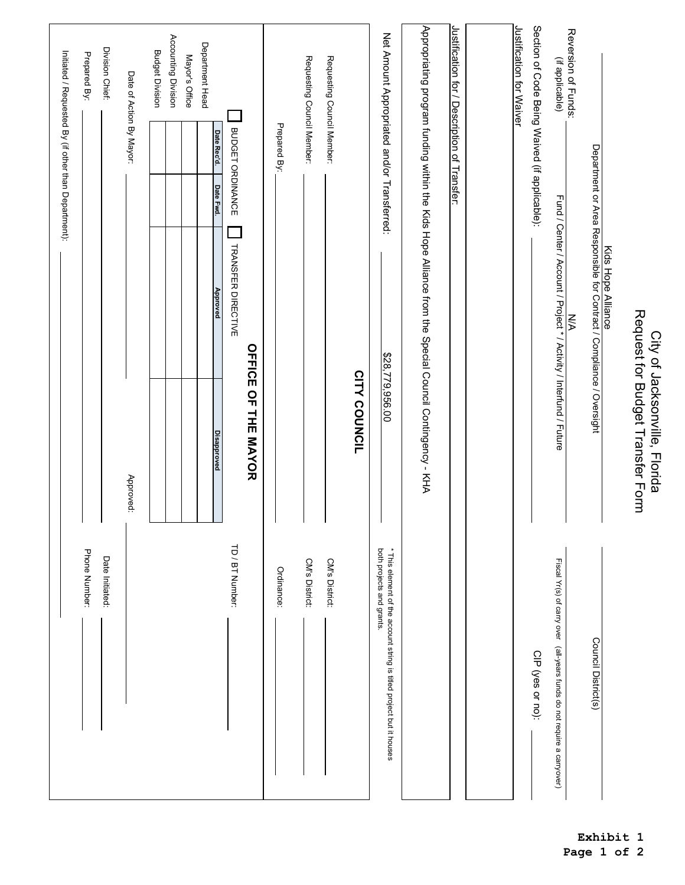Exhibit 1

# City of Jacksonville, Florida
## Request for Budget Transfer Form

Kids Hope Alliance
Department or Area Responsible for Contract / Compliance / Oversight

Council District(s): ______

N/A
Fund / Center / Account / Project * / Activity / Interfund / Future

Fiscal Yr(s) of carry over (all-years funds do not require a carryover)

Reversion of Funds: (if applicable) ______

Section of Code Being Waived (if applicable): ______

CIP (yes or no): ______

Justification for Waiver

Justification for / Description of Transfer:

Appropriating program funding within the Kids Hope Alliance from the Special Council Contingency - KHA

Net Amount Appropriated and/or Transferred: $28,779,956.00

\* This element of the account string is titled project but it houses both projects and grants.

## CITY COUNCIL

Requesting Council Member: ______ CM's District: ______

Requesting Council Member: ______ CM's District: ______

Prepared By: ______ Ordinance: ______

## OFFICE OF THE MAYOR

☐ BUDGET ORDINANCE ☐ TRANSFER DIRECTIVE TD / BT Number: ______

| | Date Rec'd. | Date Fwd. | Approved | Disapproved |
|---|---|---|---|---|
| Department Head | | | | |
| Mayor's Office | | | | |
| Accounting Division | | | | |
| Budget Division | | | | |

Date of Action By Mayor: ______ Approved: ______

Division Chief: ______ Date Initiated: ______

Prepared By: ______ Phone Number: ______

Initiated / Requested By (if other than Department): ______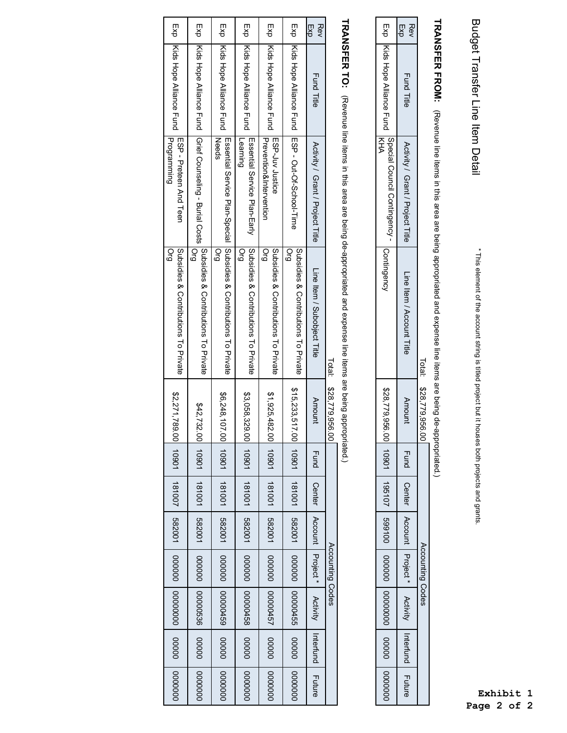**Exhibit 1**
**Page 2 of 2**

# Budget Transfer Line Item Detail

\* This element of the account string is titled project but it houses both projects and grants.

**TRANSFER FROM:** (Revenue line items in this area are being appropriated and expense line items are being de-appropriated.)

| Rev Exp | Fund Title | Activity / Grant / Project Title | Line Item / Account Title | Amount | Accounting Codes | | | | | | |
|---|---|---|---|---|---|---|---|---|---|---|---|
| | | | | | Fund | Center | Account | Project * | Activity | Interfund | Future |
| Exp | Kids Hope Alliance Fund | Special Council Contingency - KHA | Contingency | $28,779,956.00 | 10901 | 195107 | 599100 | 000000 | 0000000 | 00000 | 000000 |
| | | | Total: | $28,779,956.00 | | | | | | | |

**TRANSFER TO:** (Revenue line items in this area are being de-appropriated and expense line items are being appropriated.)

| Rev Exp | Fund Title | Activity / Grant / Project Title | Line Item / Subobject Title | Amount | Accounting Codes | | | | | | |
|---|---|---|---|---|---|---|---|---|---|---|---|
| | | | | | Fund | Center | Account | Project * | Activity | Interfund | Future |
| Exp | Kids Hope Alliance Fund | ESP - Out-Of-School-Time | Subsidies & Contributions To Private Org | $15,233,517.00 | 10901 | 181001 | 582001 | 000000 | 0000455 | 00000 | 000000 |
| Exp | Kids Hope Alliance Fund | ESP-Juv Justice Prevention&Intervention | Subsidies & Contributions To Private Org | $1,925,482.00 | 10901 | 181001 | 582001 | 000000 | 0000457 | 00000 | 000000 |
| Exp | Kids Hope Alliance Fund | Essential Service Plan-Early Learning | Subsidies & Contributions To Private Org | $3,058,329.00 | 10901 | 181001 | 582001 | 000000 | 0000458 | 00000 | 000000 |
| Exp | Kids Hope Alliance Fund | Essential Service Plan-Special Needs | Subsidies & Contributions To Private Org | $6,248,107.00 | 10901 | 181001 | 582001 | 000000 | 0000459 | 00000 | 000000 |
| Exp | Kids Hope Alliance Fund | Grief Counseling - Burial Costs | Subsidies & Contributions To Private Org | $42,732.00 | 10901 | 181001 | 582001 | 000000 | 0000536 | 00000 | 000000 |
| Exp | Kids Hope Alliance Fund | ESP - Preteen And Teen Programming | Subsidies & Contributions To Private Org | $2,271,789.00 | 10901 | 181007 | 582001 | 000000 | 0000000 | 00000 | 000000 |
| | | | Total: | $28,779,956.00 | | | | | | | |